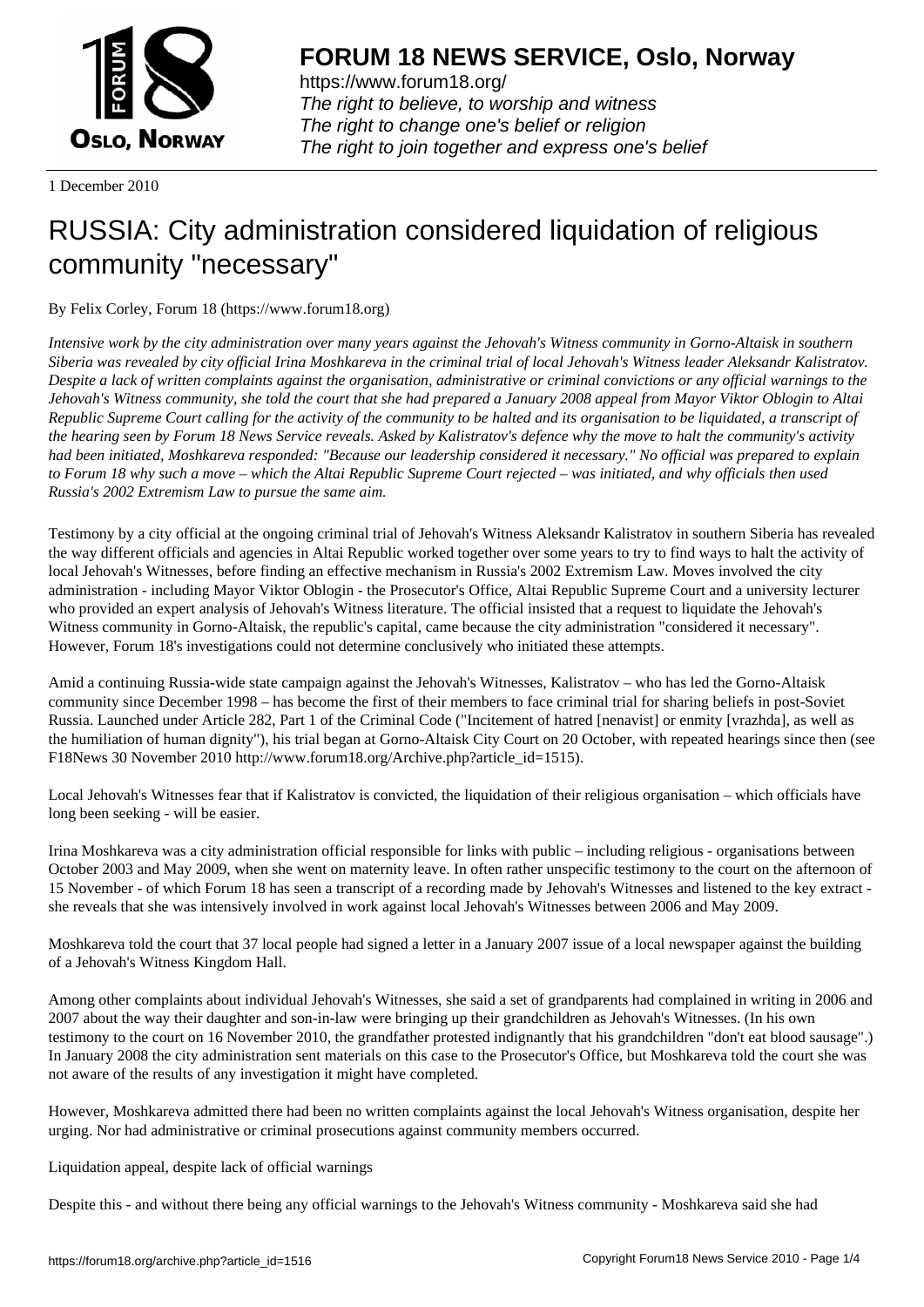# FORUM 18 NEWS SERVICE, Oslo, Norway

https://www.forum18.org/
*The right to believe, to worship and witness*
*The right to change one's belief or religion*
*The right to join together and express one's belief*

1 December 2010

# RUSSIA: City administration considered liquidation of religious community "necessary"

By Felix Corley, Forum 18 (https://www.forum18.org)

*Intensive work by the city administration over many years against the Jehovah's Witness community in Gorno-Altaisk in southern Siberia was revealed by city official Irina Moshkareva in the criminal trial of local Jehovah's Witness leader Aleksandr Kalistratov. Despite a lack of written complaints against the organisation, administrative or criminal convictions or any official warnings to the Jehovah's Witness community, she told the court that she had prepared a January 2008 appeal from Mayor Viktor Oblogin to Altai Republic Supreme Court calling for the activity of the community to be halted and its organisation to be liquidated, a transcript of the hearing seen by Forum 18 News Service reveals. Asked by Kalistratov's defence why the move to halt the community's activity had been initiated, Moshkareva responded: "Because our leadership considered it necessary." No official was prepared to explain to Forum 18 why such a move – which the Altai Republic Supreme Court rejected – was initiated, and why officials then used Russia's 2002 Extremism Law to pursue the same aim.*

Testimony by a city official at the ongoing criminal trial of Jehovah's Witness Aleksandr Kalistratov in southern Siberia has revealed the way different officials and agencies in Altai Republic worked together over some years to try to find ways to halt the activity of local Jehovah's Witnesses, before finding an effective mechanism in Russia's 2002 Extremism Law. Moves involved the city administration - including Mayor Viktor Oblogin - the Prosecutor's Office, Altai Republic Supreme Court and a university lecturer who provided an expert analysis of Jehovah's Witness literature. The official insisted that a request to liquidate the Jehovah's Witness community in Gorno-Altaisk, the republic's capital, came because the city administration "considered it necessary". However, Forum 18's investigations could not determine conclusively who initiated these attempts.

Amid a continuing Russia-wide state campaign against the Jehovah's Witnesses, Kalistratov – who has led the Gorno-Altaisk community since December 1998 – has become the first of their members to face criminal trial for sharing beliefs in post-Soviet Russia. Launched under Article 282, Part 1 of the Criminal Code ("Incitement of hatred [nenavist] or enmity [vrazhda], as well as the humiliation of human dignity"), his trial began at Gorno-Altaisk City Court on 20 October, with repeated hearings since then (see F18News 30 November 2010 http://www.forum18.org/Archive.php?article_id=1515).

Local Jehovah's Witnesses fear that if Kalistratov is convicted, the liquidation of their religious organisation – which officials have long been seeking - will be easier.

Irina Moshkareva was a city administration official responsible for links with public – including religious - organisations between October 2003 and May 2009, when she went on maternity leave. In often rather unspecific testimony to the court on the afternoon of 15 November - of which Forum 18 has seen a transcript of a recording made by Jehovah's Witnesses and listened to the key extract - she reveals that she was intensively involved in work against local Jehovah's Witnesses between 2006 and May 2009.

Moshkareva told the court that 37 local people had signed a letter in a January 2007 issue of a local newspaper against the building of a Jehovah's Witness Kingdom Hall.

Among other complaints about individual Jehovah's Witnesses, she said a set of grandparents had complained in writing in 2006 and 2007 about the way their daughter and son-in-law were bringing up their grandchildren as Jehovah's Witnesses. (In his own testimony to the court on 16 November 2010, the grandfather protested indignantly that his grandchildren "don't eat blood sausage".) In January 2008 the city administration sent materials on this case to the Prosecutor's Office, but Moshkareva told the court she was not aware of the results of any investigation it might have completed.

However, Moshkareva admitted there had been no written complaints against the local Jehovah's Witness organisation, despite her urging. Nor had administrative or criminal prosecutions against community members occurred.

Liquidation appeal, despite lack of official warnings

Despite this - and without there being any official warnings to the Jehovah's Witness community - Moshkareva said she had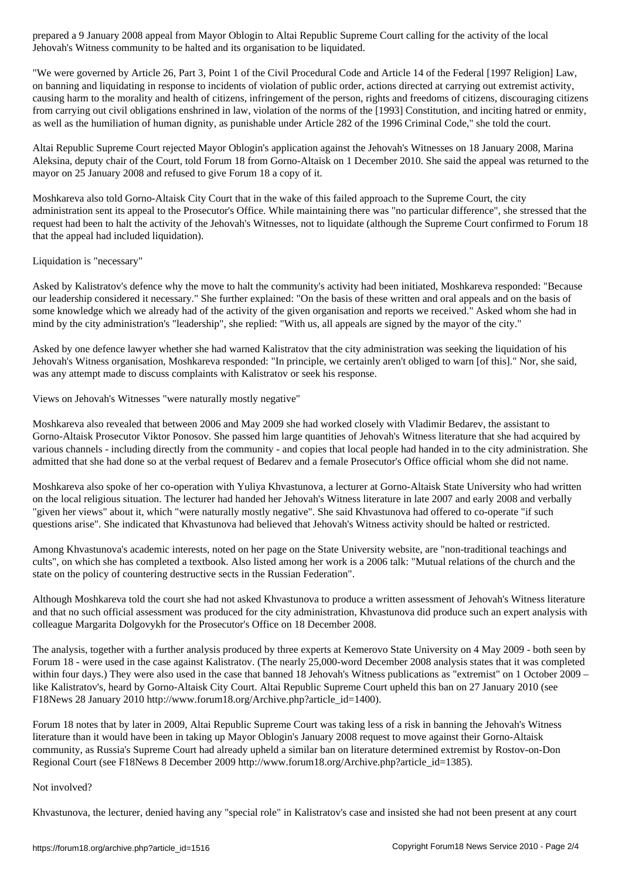prepared a 9 January 2008 appeal from Mayor Oblogin to Altai Republic Supreme Court calling for the activity of the local Jehovah's Witness community to be halted and its organisation to be liquidated.

"We were governed by Article 26, Part 3, Point 1 of the Civil Procedural Code and Article 14 of the Federal [1997 Religion] Law, on banning and liquidating in response to incidents of violation of public order, actions directed at carrying out extremist activity, causing harm to the morality and health of citizens, infringement of the person, rights and freedoms of citizens, discouraging citizens from carrying out civil obligations enshrined in law, violation of the norms of the [1993] Constitution, and inciting hatred or enmity, as well as the humiliation of human dignity, as punishable under Article 282 of the 1996 Criminal Code," she told the court.

Altai Republic Supreme Court rejected Mayor Oblogin's application against the Jehovah's Witnesses on 18 January 2008, Marina Aleksina, deputy chair of the Court, told Forum 18 from Gorno-Altaisk on 1 December 2010. She said the appeal was returned to the mayor on 25 January 2008 and refused to give Forum 18 a copy of it.

Moshkareva also told Gorno-Altaisk City Court that in the wake of this failed approach to the Supreme Court, the city administration sent its appeal to the Prosecutor's Office. While maintaining there was "no particular difference", she stressed that the request had been to halt the activity of the Jehovah's Witnesses, not to liquidate (although the Supreme Court confirmed to Forum 18 that the appeal had included liquidation).

Liquidation is "necessary"

Asked by Kalistratov's defence why the move to halt the community's activity had been initiated, Moshkareva responded: "Because our leadership considered it necessary." She further explained: "On the basis of these written and oral appeals and on the basis of some knowledge which we already had of the activity of the given organisation and reports we received." Asked whom she had in mind by the city administration's "leadership", she replied: "With us, all appeals are signed by the mayor of the city."

Asked by one defence lawyer whether she had warned Kalistratov that the city administration was seeking the liquidation of his Jehovah's Witness organisation, Moshkareva responded: "In principle, we certainly aren't obliged to warn [of this]." Nor, she said, was any attempt made to discuss complaints with Kalistratov or seek his response.

Views on Jehovah's Witnesses "were naturally mostly negative"

Moshkareva also revealed that between 2006 and May 2009 she had worked closely with Vladimir Bedarev, the assistant to Gorno-Altaisk Prosecutor Viktor Ponosov. She passed him large quantities of Jehovah's Witness literature that she had acquired by various channels - including directly from the community - and copies that local people had handed in to the city administration. She admitted that she had done so at the verbal request of Bedarev and a female Prosecutor's Office official whom she did not name.

Moshkareva also spoke of her co-operation with Yuliya Khvastunova, a lecturer at Gorno-Altaisk State University who had written on the local religious situation. The lecturer had handed her Jehovah's Witness literature in late 2007 and early 2008 and verbally "given her views" about it, which "were naturally mostly negative". She said Khvastunova had offered to co-operate "if such questions arise". She indicated that Khvastunova had believed that Jehovah's Witness activity should be halted or restricted.

Among Khvastunova's academic interests, noted on her page on the State University website, are "non-traditional teachings and cults", on which she has completed a textbook. Also listed among her work is a 2006 talk: "Mutual relations of the church and the state on the policy of countering destructive sects in the Russian Federation".

Although Moshkareva told the court she had not asked Khvastunova to produce a written assessment of Jehovah's Witness literature and that no such official assessment was produced for the city administration, Khvastunova did produce such an expert analysis with colleague Margarita Dolgovykh for the Prosecutor's Office on 18 December 2008.

The analysis, together with a further analysis produced by three experts at Kemerovo State University on 4 May 2009 - both seen by Forum 18 - were used in the case against Kalistratov. (The nearly 25,000-word December 2008 analysis states that it was completed within four days.) They were also used in the case that banned 18 Jehovah's Witness publications as "extremist" on 1 October 2009 – like Kalistratov's, heard by Gorno-Altaisk City Court. Altai Republic Supreme Court upheld this ban on 27 January 2010 (see F18News 28 January 2010 http://www.forum18.org/Archive.php?article_id=1400).

Forum 18 notes that by later in 2009, Altai Republic Supreme Court was taking less of a risk in banning the Jehovah's Witness literature than it would have been in taking up Mayor Oblogin's January 2008 request to move against their Gorno-Altaisk community, as Russia's Supreme Court had already upheld a similar ban on literature determined extremist by Rostov-on-Don Regional Court (see F18News 8 December 2009 http://www.forum18.org/Archive.php?article_id=1385).

Not involved?

Khvastunova, the lecturer, denied having any "special role" in Kalistratov's case and insisted she had not been present at any court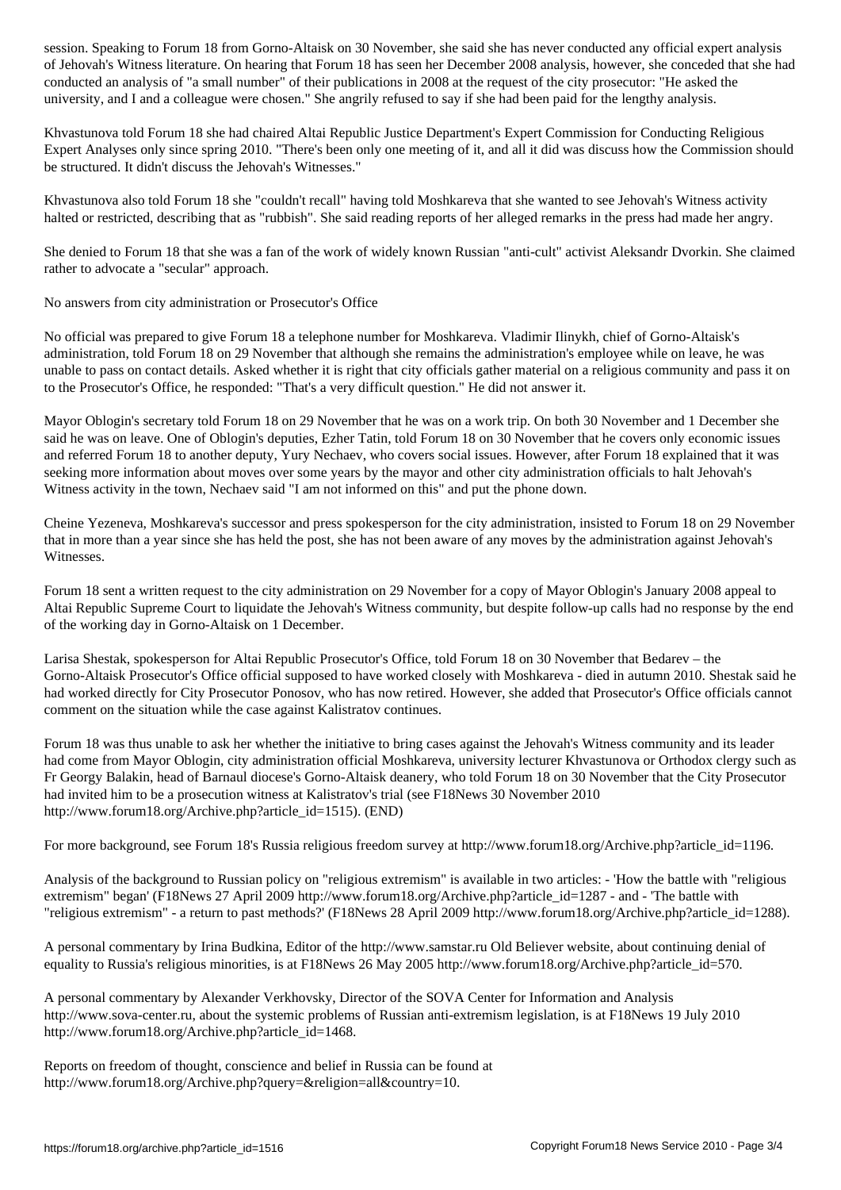session. Speaking to Forum 18 from Gorno-Altaisk on 30 November, she said she has never conducted any official expert analysis of Jehovah's Witness literature. On hearing that Forum 18 has seen her December 2008 analysis, however, she conceded that she had conducted an analysis of "a small number" of their publications in 2008 at the request of the city prosecutor: "He asked the university, and I and a colleague were chosen." She angrily refused to say if she had been paid for the lengthy analysis.

Khvastunova told Forum 18 she had chaired Altai Republic Justice Department's Expert Commission for Conducting Religious Expert Analyses only since spring 2010. "There's been only one meeting of it, and all it did was discuss how the Commission should be structured. It didn't discuss the Jehovah's Witnesses."

Khvastunova also told Forum 18 she "couldn't recall" having told Moshkareva that she wanted to see Jehovah's Witness activity halted or restricted, describing that as "rubbish". She said reading reports of her alleged remarks in the press had made her angry.

She denied to Forum 18 that she was a fan of the work of widely known Russian "anti-cult" activist Aleksandr Dvorkin. She claimed rather to advocate a "secular" approach.

No answers from city administration or Prosecutor's Office

No official was prepared to give Forum 18 a telephone number for Moshkareva. Vladimir Ilinykh, chief of Gorno-Altaisk's administration, told Forum 18 on 29 November that although she remains the administration's employee while on leave, he was unable to pass on contact details. Asked whether it is right that city officials gather material on a religious community and pass it on to the Prosecutor's Office, he responded: "That's a very difficult question." He did not answer it.

Mayor Oblogin's secretary told Forum 18 on 29 November that he was on a work trip. On both 30 November and 1 December she said he was on leave. One of Oblogin's deputies, Ezher Tatin, told Forum 18 on 30 November that he covers only economic issues and referred Forum 18 to another deputy, Yury Nechaev, who covers social issues. However, after Forum 18 explained that it was seeking more information about moves over some years by the mayor and other city administration officials to halt Jehovah's Witness activity in the town, Nechaev said "I am not informed on this" and put the phone down.

Cheine Yezeneva, Moshkareva's successor and press spokesperson for the city administration, insisted to Forum 18 on 29 November that in more than a year since she has held the post, she has not been aware of any moves by the administration against Jehovah's Witnesses.

Forum 18 sent a written request to the city administration on 29 November for a copy of Mayor Oblogin's January 2008 appeal to Altai Republic Supreme Court to liquidate the Jehovah's Witness community, but despite follow-up calls had no response by the end of the working day in Gorno-Altaisk on 1 December.

Larisa Shestak, spokesperson for Altai Republic Prosecutor's Office, told Forum 18 on 30 November that Bedarev – the Gorno-Altaisk Prosecutor's Office official supposed to have worked closely with Moshkareva - died in autumn 2010. Shestak said he had worked directly for City Prosecutor Ponosov, who has now retired. However, she added that Prosecutor's Office officials cannot comment on the situation while the case against Kalistratov continues.

Forum 18 was thus unable to ask her whether the initiative to bring cases against the Jehovah's Witness community and its leader had come from Mayor Oblogin, city administration official Moshkareva, university lecturer Khvastunova or Orthodox clergy such as Fr Georgy Balakin, head of Barnaul diocese's Gorno-Altaisk deanery, who told Forum 18 on 30 November that the City Prosecutor had invited him to be a prosecution witness at Kalistratov's trial (see F18News 30 November 2010 http://www.forum18.org/Archive.php?article_id=1515). (END)

For more background, see Forum 18's Russia religious freedom survey at http://www.forum18.org/Archive.php?article_id=1196.

Analysis of the background to Russian policy on "religious extremism" is available in two articles: - 'How the battle with "religious extremism" began' (F18News 27 April 2009 http://www.forum18.org/Archive.php?article_id=1287 - and - 'The battle with "religious extremism" - a return to past methods?' (F18News 28 April 2009 http://www.forum18.org/Archive.php?article_id=1288).

A personal commentary by Irina Budkina, Editor of the http://www.samstar.ru Old Believer website, about continuing denial of equality to Russia's religious minorities, is at F18News 26 May 2005 http://www.forum18.org/Archive.php?article_id=570.

A personal commentary by Alexander Verkhovsky, Director of the SOVA Center for Information and Analysis http://www.sova-center.ru, about the systemic problems of Russian anti-extremism legislation, is at F18News 19 July 2010 http://www.forum18.org/Archive.php?article_id=1468.

Reports on freedom of thought, conscience and belief in Russia can be found at http://www.forum18.org/Archive.php?query=&religion=all&country=10.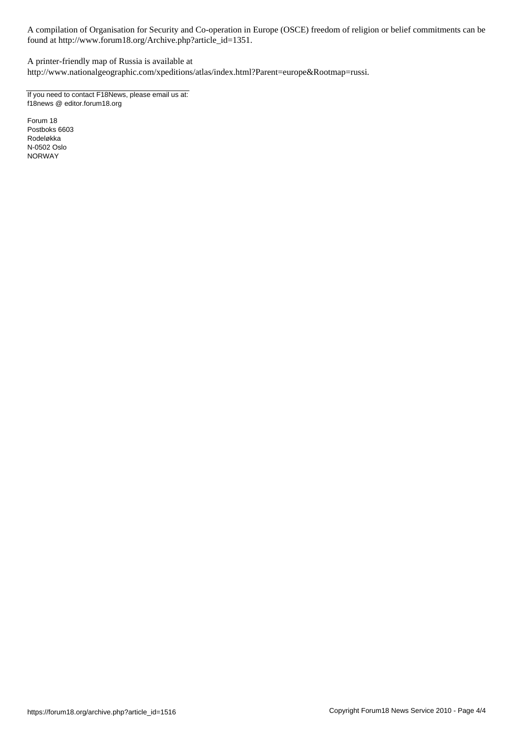A compilation of Organisation for Security and Co-operation in Europe (OSCE) freedom of religion or belief commitments can be found at http://www.forum18.org/Archive.php?article_id=1351.

A printer-friendly map of Russia is available at http://www.nationalgeographic.com/xpeditions/atlas/index.html?Parent=europe&Rootmap=russi.

---

If you need to contact F18News, please email us at:
f18news @ editor.forum18.org

Forum 18
Postboks 6603
Rodeløkka
N-0502 Oslo
NORWAY